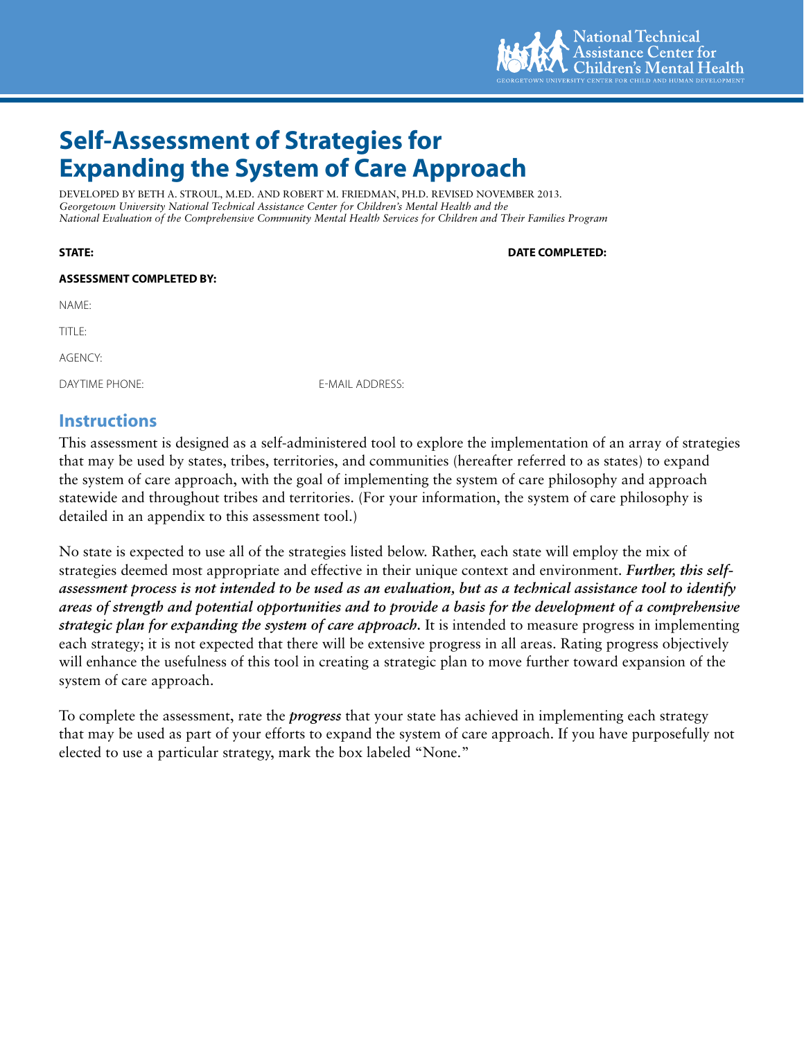# Self-Assessment of Strategies for Expanding the System of Care Approach

DEVELOPED BY BETH A. STROUL, M.ED. AND ROBERT M. FRIEDMAN, PH.D. REVISED NOVEMBER 2013.
*Georgetown University National Technical Assistance Center for Children's Mental Health and the National Evaluation of the Comprehensive Community Mental Health Services for Children and Their Families Program*

**STATE:** 

**DATE COMPLETED:**

**ASSESSMENT COMPLETED BY:**

NAME:

TITLE:

AGENCY:

DAYTIME PHONE: 

E-MAIL ADDRESS:

## Instructions

This assessment is designed as a self-administered tool to explore the implementation of an array of strategies that may be used by states, tribes, territories, and communities (hereafter referred to as states) to expand the system of care approach, with the goal of implementing the system of care philosophy and approach statewide and throughout tribes and territories. (For your information, the system of care philosophy is detailed in an appendix to this assessment tool.)

No state is expected to use all of the strategies listed below. Rather, each state will employ the mix of strategies deemed most appropriate and effective in their unique context and environment. ***Further, this self-assessment process is not intended to be used as an evaluation, but as a technical assistance tool to identify areas of strength and potential opportunities and to provide a basis for the development of a comprehensive strategic plan for expanding the system of care approach.*** It is intended to measure progress in implementing each strategy; it is not expected that there will be extensive progress in all areas. Rating progress objectively will enhance the usefulness of this tool in creating a strategic plan to move further toward expansion of the system of care approach.

To complete the assessment, rate the ***progress*** that your state has achieved in implementing each strategy that may be used as part of your efforts to expand the system of care approach. If you have purposefully not elected to use a particular strategy, mark the box labeled "None."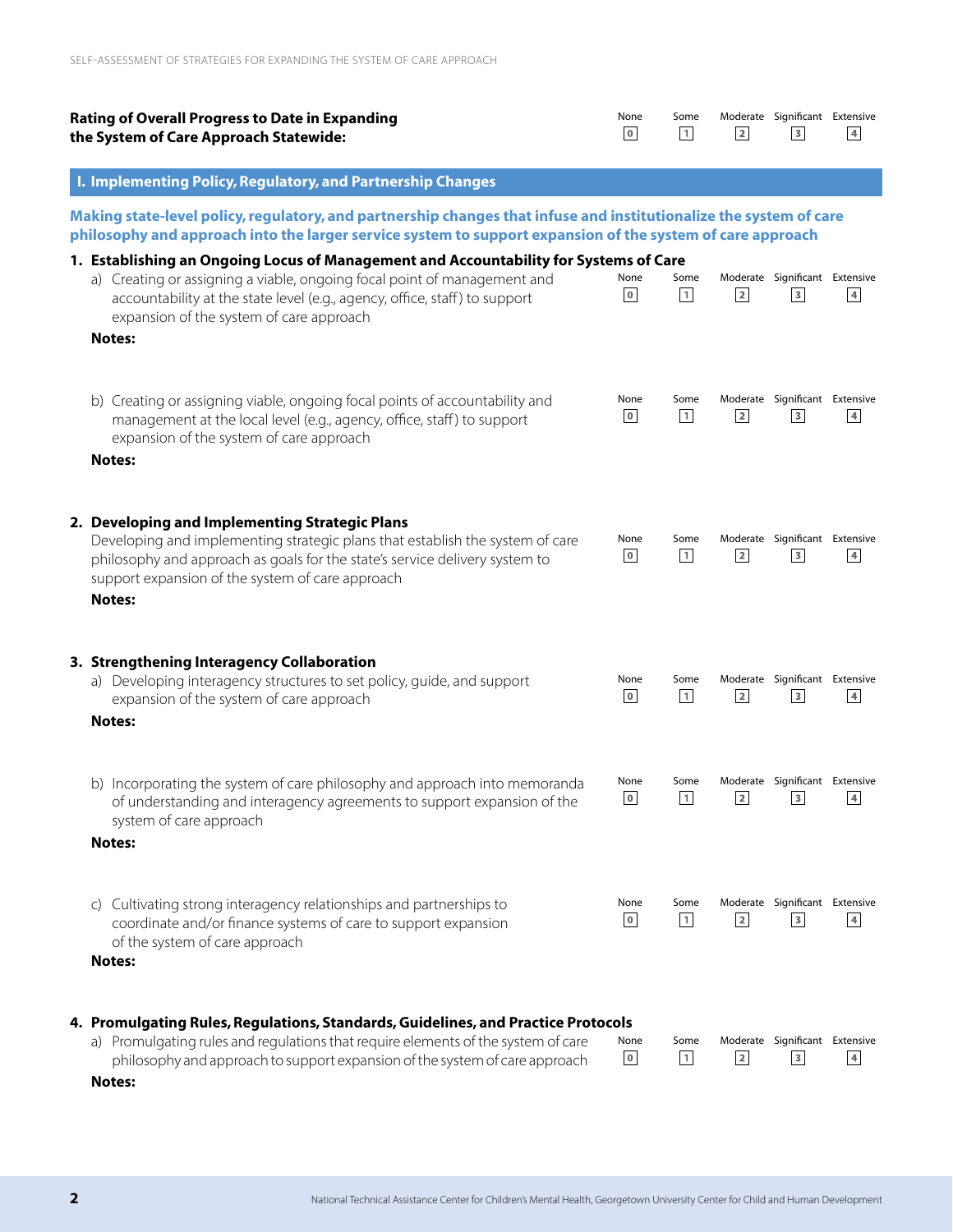**Rating of Overall Progress to Date in Expanding the System of Care Approach Statewide:**

| None | Some | Moderate | Significant | Extensive |
|---|---|---|---|---|
| 0 | 1 | 2 | 3 | 4 |

## I. Implementing Policy, Regulatory, and Partnership Changes

**Making state-level policy, regulatory, and partnership changes that infuse and institutionalize the system of care philosophy and approach into the larger service system to support expansion of the system of care approach**

### 1. Establishing an Ongoing Locus of Management and Accountability for Systems of Care

a) Creating or assigning a viable, ongoing focal point of management and accountability at the state level (e.g., agency, office, staff) to support expansion of the system of care approach

| None | Some | Moderate | Significant | Extensive |
|---|---|---|---|---|
| 0 | 1 | 2 | 3 | 4 |

**Notes:**

b) Creating or assigning viable, ongoing focal points of accountability and management at the local level (e.g., agency, office, staff) to support expansion of the system of care approach

| None | Some | Moderate | Significant | Extensive |
|---|---|---|---|---|
| 0 | 1 | 2 | 3 | 4 |

**Notes:**

### 2. Developing and Implementing Strategic Plans

Developing and implementing strategic plans that establish the system of care philosophy and approach as goals for the state's service delivery system to support expansion of the system of care approach

| None | Some | Moderate | Significant | Extensive |
|---|---|---|---|---|
| 0 | 1 | 2 | 3 | 4 |

**Notes:**

### 3. Strengthening Interagency Collaboration

a) Developing interagency structures to set policy, guide, and support expansion of the system of care approach

| None | Some | Moderate | Significant | Extensive |
|---|---|---|---|---|
| 0 | 1 | 2 | 3 | 4 |

**Notes:**

b) Incorporating the system of care philosophy and approach into memoranda of understanding and interagency agreements to support expansion of the system of care approach

| None | Some | Moderate | Significant | Extensive |
|---|---|---|---|---|
| 0 | 1 | 2 | 3 | 4 |

**Notes:**

c) Cultivating strong interagency relationships and partnerships to coordinate and/or finance systems of care to support expansion of the system of care approach

| None | Some | Moderate | Significant | Extensive |
|---|---|---|---|---|
| 0 | 1 | 2 | 3 | 4 |

**Notes:**

### 4. Promulgating Rules, Regulations, Standards, Guidelines, and Practice Protocols

a) Promulgating rules and regulations that require elements of the system of care philosophy and approach to support expansion of the system of care approach

| None | Some | Moderate | Significant | Extensive |
|---|---|---|---|---|
| 0 | 1 | 2 | 3 | 4 |

**Notes:**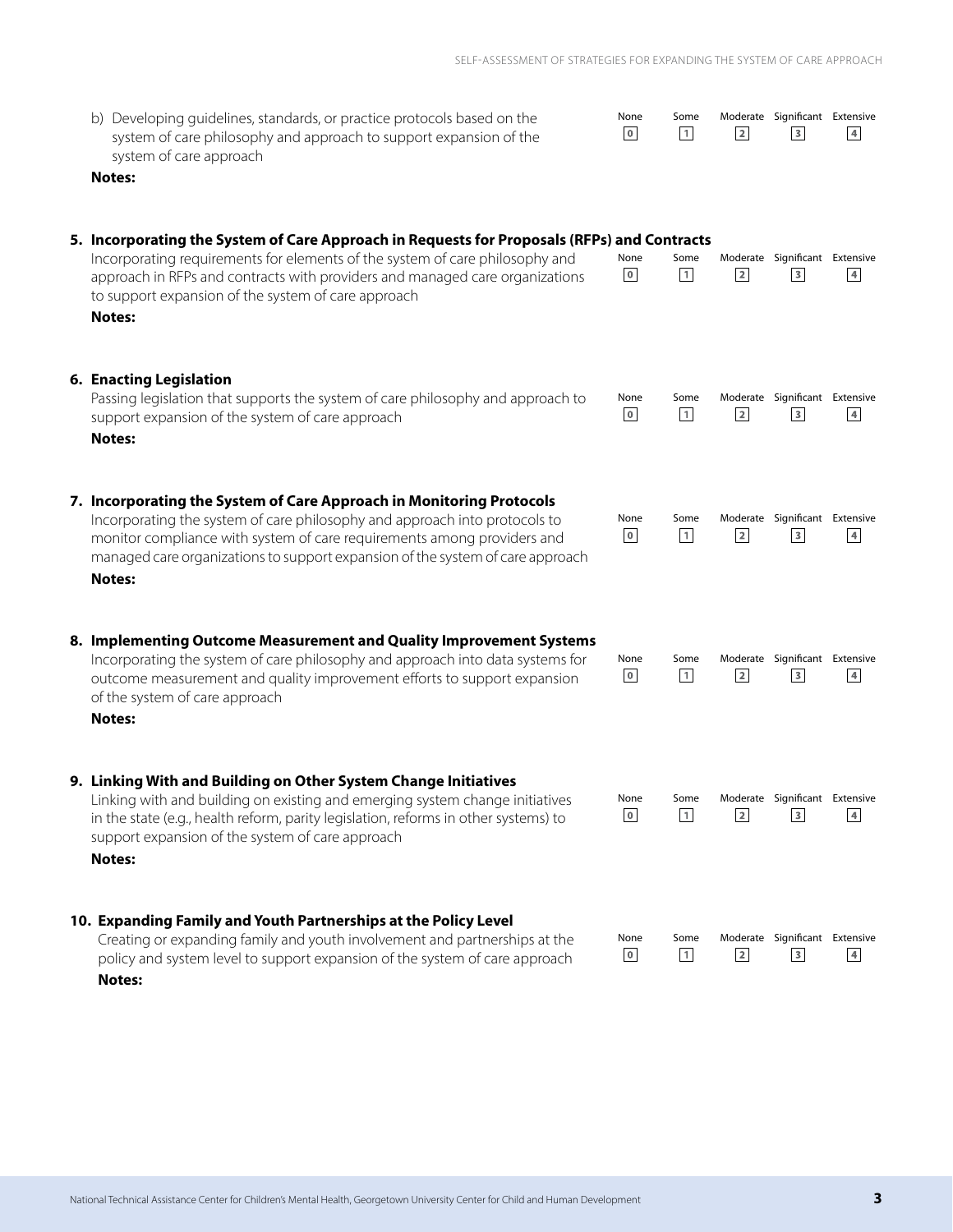b) Developing guidelines, standards, or practice protocols based on the system of care philosophy and approach to support expansion of the system of care approach

| None | Some | Moderate | Significant | Extensive |
|---|---|---|---|---|
| 0 | 1 | 2 | 3 | 4 |

**Notes:**

**5. Incorporating the System of Care Approach in Requests for Proposals (RFPs) and Contracts**

Incorporating requirements for elements of the system of care philosophy and approach in RFPs and contracts with providers and managed care organizations to support expansion of the system of care approach

| None | Some | Moderate | Significant | Extensive |
|---|---|---|---|---|
| 0 | 1 | 2 | 3 | 4 |

**Notes:**

**6. Enacting Legislation**

Passing legislation that supports the system of care philosophy and approach to support expansion of the system of care approach

| None | Some | Moderate | Significant | Extensive |
|---|---|---|---|---|
| 0 | 1 | 2 | 3 | 4 |

**Notes:**

**7. Incorporating the System of Care Approach in Monitoring Protocols**

Incorporating the system of care philosophy and approach into protocols to monitor compliance with system of care requirements among providers and managed care organizations to support expansion of the system of care approach

| None | Some | Moderate | Significant | Extensive |
|---|---|---|---|---|
| 0 | 1 | 2 | 3 | 4 |

**Notes:**

**8. Implementing Outcome Measurement and Quality Improvement Systems**

Incorporating the system of care philosophy and approach into data systems for outcome measurement and quality improvement efforts to support expansion of the system of care approach

| None | Some | Moderate | Significant | Extensive |
|---|---|---|---|---|
| 0 | 1 | 2 | 3 | 4 |

**Notes:**

**9. Linking With and Building on Other System Change Initiatives**

Linking with and building on existing and emerging system change initiatives in the state (e.g., health reform, parity legislation, reforms in other systems) to support expansion of the system of care approach

| None | Some | Moderate | Significant | Extensive |
|---|---|---|---|---|
| 0 | 1 | 2 | 3 | 4 |

**Notes:**

**10. Expanding Family and Youth Partnerships at the Policy Level**

Creating or expanding family and youth involvement and partnerships at the policy and system level to support expansion of the system of care approach

| None | Some | Moderate | Significant | Extensive |
|---|---|---|---|---|
| 0 | 1 | 2 | 3 | 4 |

**Notes:**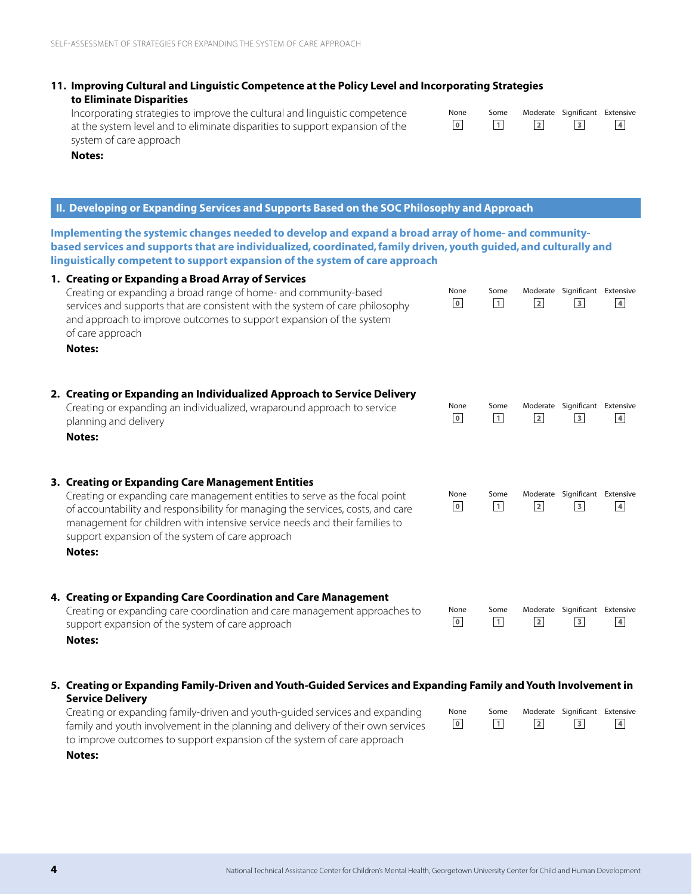**11. Improving Cultural and Linguistic Competence at the Policy Level and Incorporating Strategies to Eliminate Disparities**

Incorporating strategies to improve the cultural and linguistic competence at the system level and to eliminate disparities to support expansion of the system of care approach

| None | Some | Moderate | Significant | Extensive |
|---|---|---|---|---|
| 0 | 1 | 2 | 3 | 4 |

**Notes:**

## II. Developing or Expanding Services and Supports Based on the SOC Philosophy and Approach

**Implementing the systemic changes needed to develop and expand a broad array of home- and community-based services and supports that are individualized, coordinated, family driven, youth guided, and culturally and linguistically competent to support expansion of the system of care approach**

**1. Creating or Expanding a Broad Array of Services**

Creating or expanding a broad range of home- and community-based services and supports that are consistent with the system of care philosophy and approach to improve outcomes to support expansion of the system of care approach

| None | Some | Moderate | Significant | Extensive |
|---|---|---|---|---|
| 0 | 1 | 2 | 3 | 4 |

**Notes:**

**2. Creating or Expanding an Individualized Approach to Service Delivery**

Creating or expanding an individualized, wraparound approach to service planning and delivery

| None | Some | Moderate | Significant | Extensive |
|---|---|---|---|---|
| 0 | 1 | 2 | 3 | 4 |

**Notes:**

**3. Creating or Expanding Care Management Entities**

Creating or expanding care management entities to serve as the focal point of accountability and responsibility for managing the services, costs, and care management for children with intensive service needs and their families to support expansion of the system of care approach

| None | Some | Moderate | Significant | Extensive |
|---|---|---|---|---|
| 0 | 1 | 2 | 3 | 4 |

**Notes:**

**4. Creating or Expanding Care Coordination and Care Management**

Creating or expanding care coordination and care management approaches to support expansion of the system of care approach

| None | Some | Moderate | Significant | Extensive |
|---|---|---|---|---|
| 0 | 1 | 2 | 3 | 4 |

**Notes:**

**5. Creating or Expanding Family-Driven and Youth-Guided Services and Expanding Family and Youth Involvement in Service Delivery**

Creating or expanding family-driven and youth-guided services and expanding family and youth involvement in the planning and delivery of their own services to improve outcomes to support expansion of the system of care approach

| None | Some | Moderate | Significant | Extensive |
|---|---|---|---|---|
| 0 | 1 | 2 | 3 | 4 |

**Notes:**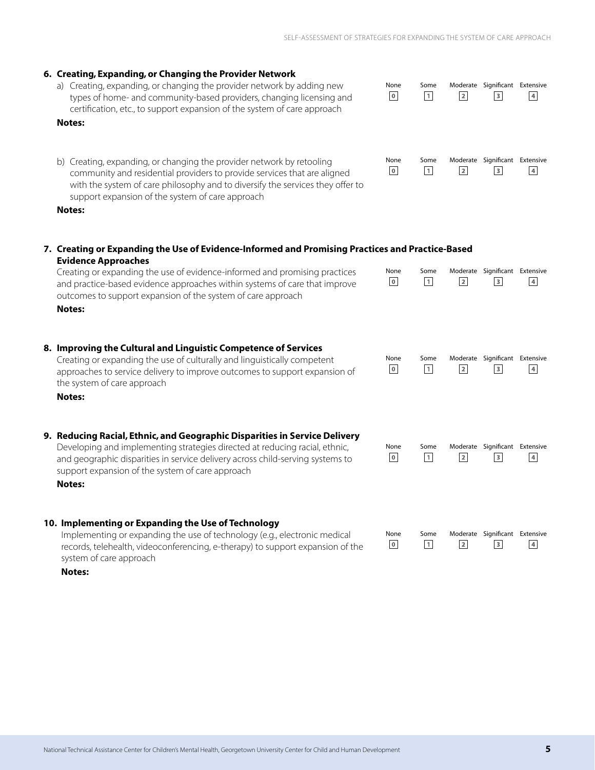**6. Creating, Expanding, or Changing the Provider Network**

a) Creating, expanding, or changing the provider network by adding new types of home- and community-based providers, changing licensing and certification, etc., to support expansion of the system of care approach

| None | Some | Moderate | Significant | Extensive |
|---|---|---|---|---|
| 0 | 1 | 2 | 3 | 4 |

**Notes:**

b) Creating, expanding, or changing the provider network by retooling community and residential providers to provide services that are aligned with the system of care philosophy and to diversify the services they offer to support expansion of the system of care approach

| None | Some | Moderate | Significant | Extensive |
|---|---|---|---|---|
| 0 | 1 | 2 | 3 | 4 |

**Notes:**

**7. Creating or Expanding the Use of Evidence-Informed and Promising Practices and Practice-Based Evidence Approaches**

Creating or expanding the use of evidence-informed and promising practices and practice-based evidence approaches within systems of care that improve outcomes to support expansion of the system of care approach

| None | Some | Moderate | Significant | Extensive |
|---|---|---|---|---|
| 0 | 1 | 2 | 3 | 4 |

**Notes:**

**8. Improving the Cultural and Linguistic Competence of Services**

Creating or expanding the use of culturally and linguistically competent approaches to service delivery to improve outcomes to support expansion of the system of care approach

| None | Some | Moderate | Significant | Extensive |
|---|---|---|---|---|
| 0 | 1 | 2 | 3 | 4 |

**Notes:**

**9. Reducing Racial, Ethnic, and Geographic Disparities in Service Delivery**

Developing and implementing strategies directed at reducing racial, ethnic, and geographic disparities in service delivery across child-serving systems to support expansion of the system of care approach

| None | Some | Moderate | Significant | Extensive |
|---|---|---|---|---|
| 0 | 1 | 2 | 3 | 4 |

**Notes:**

**10. Implementing or Expanding the Use of Technology**

Implementing or expanding the use of technology (e.g., electronic medical records, telehealth, videoconferencing, e-therapy) to support expansion of the system of care approach

| None | Some | Moderate | Significant | Extensive |
|---|---|---|---|---|
| 0 | 1 | 2 | 3 | 4 |

**Notes:**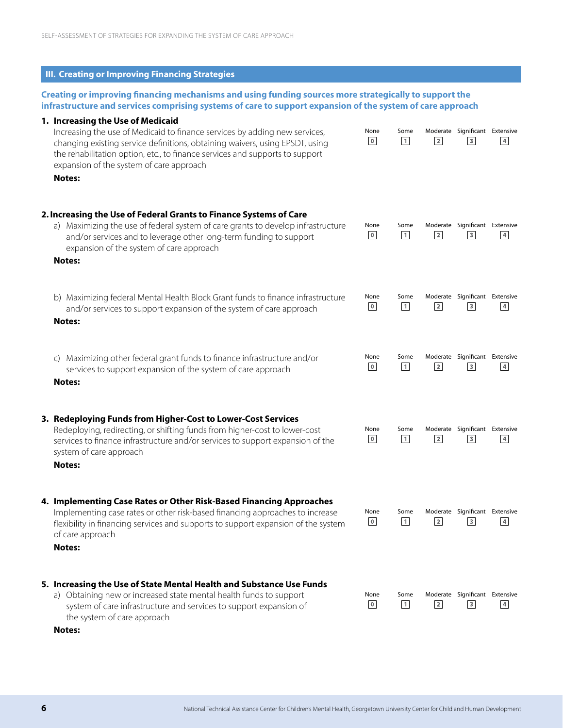## III. Creating or Improving Financing Strategies

**Creating or improving financing mechanisms and using funding sources more strategically to support the infrastructure and services comprising systems of care to support expansion of the system of care approach**

### 1. Increasing the Use of Medicaid

Increasing the use of Medicaid to finance services by adding new services, changing existing service definitions, obtaining waivers, using EPSDT, using the rehabilitation option, etc., to finance services and supports to support expansion of the system of care approach

| None | Some | Moderate | Significant | Extensive |
|---|---|---|---|---|
| 0 | 1 | 2 | 3 | 4 |

**Notes:**

### 2. Increasing the Use of Federal Grants to Finance Systems of Care

a) Maximizing the use of federal system of care grants to develop infrastructure and/or services and to leverage other long-term funding to support expansion of the system of care approach

| None | Some | Moderate | Significant | Extensive |
|---|---|---|---|---|
| 0 | 1 | 2 | 3 | 4 |

**Notes:**

b) Maximizing federal Mental Health Block Grant funds to finance infrastructure and/or services to support expansion of the system of care approach

| None | Some | Moderate | Significant | Extensive |
|---|---|---|---|---|
| 0 | 1 | 2 | 3 | 4 |

**Notes:**

c) Maximizing other federal grant funds to finance infrastructure and/or services to support expansion of the system of care approach

| None | Some | Moderate | Significant | Extensive |
|---|---|---|---|---|
| 0 | 1 | 2 | 3 | 4 |

**Notes:**

### 3. Redeploying Funds from Higher-Cost to Lower-Cost Services

Redeploying, redirecting, or shifting funds from higher-cost to lower-cost services to finance infrastructure and/or services to support expansion of the system of care approach

| None | Some | Moderate | Significant | Extensive |
|---|---|---|---|---|
| 0 | 1 | 2 | 3 | 4 |

**Notes:**

### 4. Implementing Case Rates or Other Risk-Based Financing Approaches

Implementing case rates or other risk-based financing approaches to increase flexibility in financing services and supports to support expansion of the system of care approach

| None | Some | Moderate | Significant | Extensive |
|---|---|---|---|---|
| 0 | 1 | 2 | 3 | 4 |

**Notes:**

### 5. Increasing the Use of State Mental Health and Substance Use Funds

a) Obtaining new or increased state mental health funds to support system of care infrastructure and services to support expansion of the system of care approach

| None | Some | Moderate | Significant | Extensive |
|---|---|---|---|---|
| 0 | 1 | 2 | 3 | 4 |

**Notes:**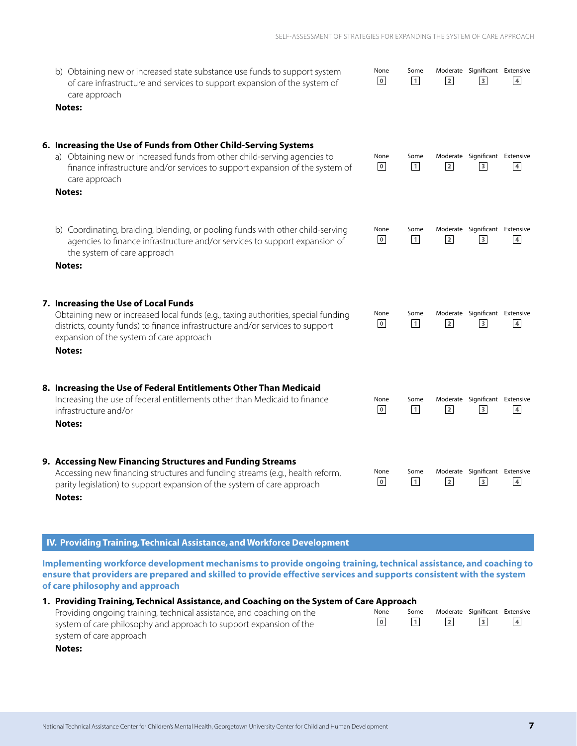b) Obtaining new or increased state substance use funds to support system of care infrastructure and services to support expansion of the system of care approach

| None | Some | Moderate | Significant | Extensive |
|---|---|---|---|---|
| 0 | 1 | 2 | 3 | 4 |

**Notes:**

**6. Increasing the Use of Funds from Other Child-Serving Systems**

a) Obtaining new or increased funds from other child-serving agencies to finance infrastructure and/or services to support expansion of the system of care approach

| None | Some | Moderate | Significant | Extensive |
|---|---|---|---|---|
| 0 | 1 | 2 | 3 | 4 |

**Notes:**

b) Coordinating, braiding, blending, or pooling funds with other child-serving agencies to finance infrastructure and/or services to support expansion of the system of care approach

| None | Some | Moderate | Significant | Extensive |
|---|---|---|---|---|
| 0 | 1 | 2 | 3 | 4 |

**Notes:**

**7. Increasing the Use of Local Funds**

Obtaining new or increased local funds (e.g., taxing authorities, special funding districts, county funds) to finance infrastructure and/or services to support expansion of the system of care approach

| None | Some | Moderate | Significant | Extensive |
|---|---|---|---|---|
| 0 | 1 | 2 | 3 | 4 |

**Notes:**

**8. Increasing the Use of Federal Entitlements Other Than Medicaid**

Increasing the use of federal entitlements other than Medicaid to finance infrastructure and/or

| None | Some | Moderate | Significant | Extensive |
|---|---|---|---|---|
| 0 | 1 | 2 | 3 | 4 |

**Notes:**

**9. Accessing New Financing Structures and Funding Streams**

Accessing new financing structures and funding streams (e.g., health reform, parity legislation) to support expansion of the system of care approach

| None | Some | Moderate | Significant | Extensive |
|---|---|---|---|---|
| 0 | 1 | 2 | 3 | 4 |

**Notes:**

## IV. Providing Training, Technical Assistance, and Workforce Development

**Implementing workforce development mechanisms to provide ongoing training, technical assistance, and coaching to ensure that providers are prepared and skilled to provide effective services and supports consistent with the system of care philosophy and approach**

**1. Providing Training, Technical Assistance, and Coaching on the System of Care Approach**

Providing ongoing training, technical assistance, and coaching on the system of care philosophy and approach to support expansion of the system of care approach

| None | Some | Moderate | Significant | Extensive |
|---|---|---|---|---|
| 0 | 1 | 2 | 3 | 4 |

**Notes:**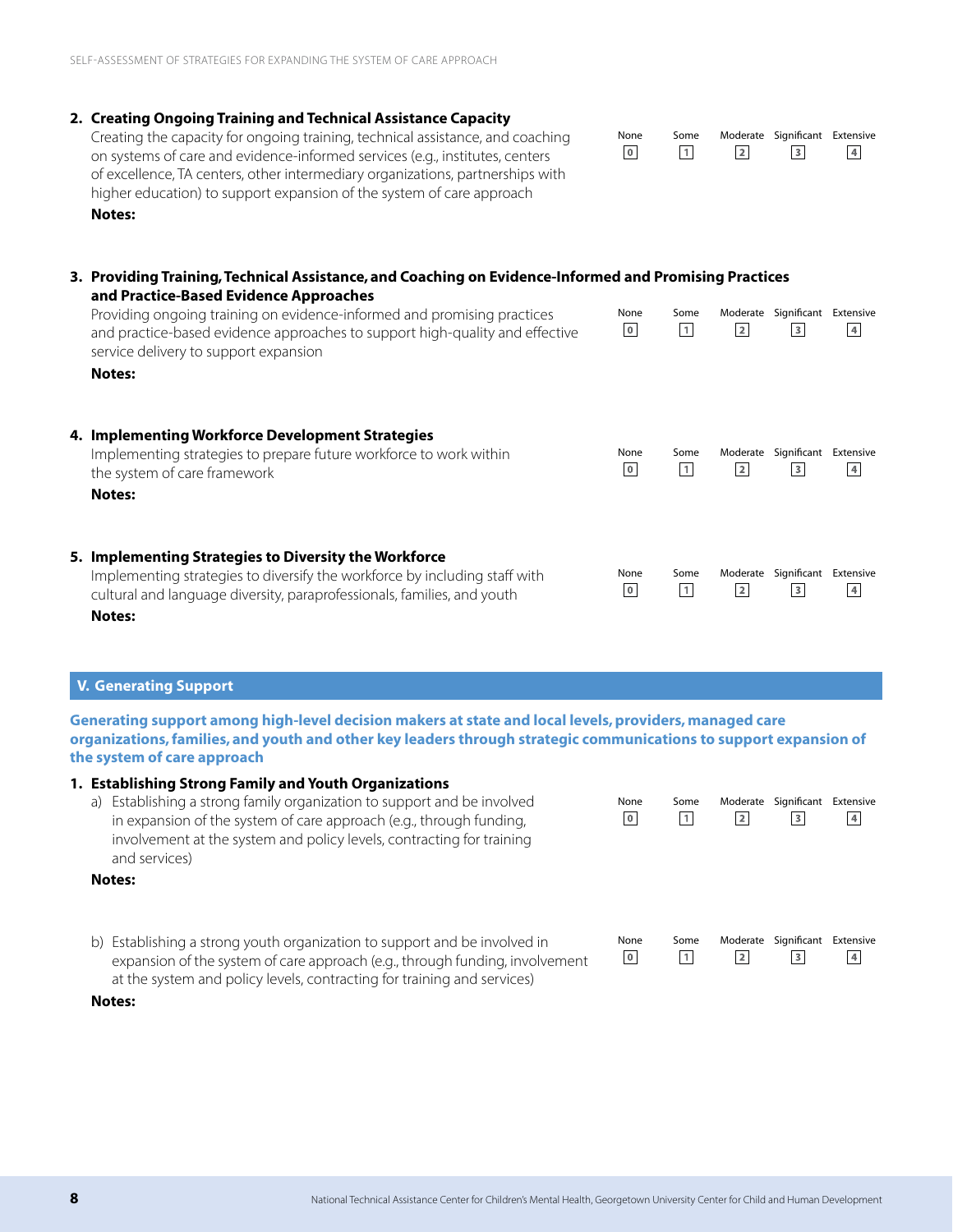**2. Creating Ongoing Training and Technical Assistance Capacity**

Creating the capacity for ongoing training, technical assistance, and coaching on systems of care and evidence-informed services (e.g., institutes, centers of excellence, TA centers, other intermediary organizations, partnerships with higher education) to support expansion of the system of care approach

| None | Some | Moderate | Significant | Extensive |
|---|---|---|---|---|
| 0 | 1 | 2 | 3 | 4 |

**Notes:**

**3. Providing Training, Technical Assistance, and Coaching on Evidence-Informed and Promising Practices and Practice-Based Evidence Approaches**

Providing ongoing training on evidence-informed and promising practices and practice-based evidence approaches to support high-quality and effective service delivery to support expansion

| None | Some | Moderate | Significant | Extensive |
|---|---|---|---|---|
| 0 | 1 | 2 | 3 | 4 |

**Notes:**

**4. Implementing Workforce Development Strategies**

Implementing strategies to prepare future workforce to work within the system of care framework

| None | Some | Moderate | Significant | Extensive |
|---|---|---|---|---|
| 0 | 1 | 2 | 3 | 4 |

**Notes:**

**5. Implementing Strategies to Diversity the Workforce**

Implementing strategies to diversify the workforce by including staff with cultural and language diversity, paraprofessionals, families, and youth

| None | Some | Moderate | Significant | Extensive |
|---|---|---|---|---|
| 0 | 1 | 2 | 3 | 4 |

**Notes:**

## V. Generating Support

**Generating support among high-level decision makers at state and local levels, providers, managed care organizations, families, and youth and other key leaders through strategic communications to support expansion of the system of care approach**

**1. Establishing Strong Family and Youth Organizations**

a) Establishing a strong family organization to support and be involved in expansion of the system of care approach (e.g., through funding, involvement at the system and policy levels, contracting for training and services)

| None | Some | Moderate | Significant | Extensive |
|---|---|---|---|---|
| 0 | 1 | 2 | 3 | 4 |

**Notes:**

b) Establishing a strong youth organization to support and be involved in expansion of the system of care approach (e.g., through funding, involvement at the system and policy levels, contracting for training and services)

| None | Some | Moderate | Significant | Extensive |
|---|---|---|---|---|
| 0 | 1 | 2 | 3 | 4 |

**Notes:**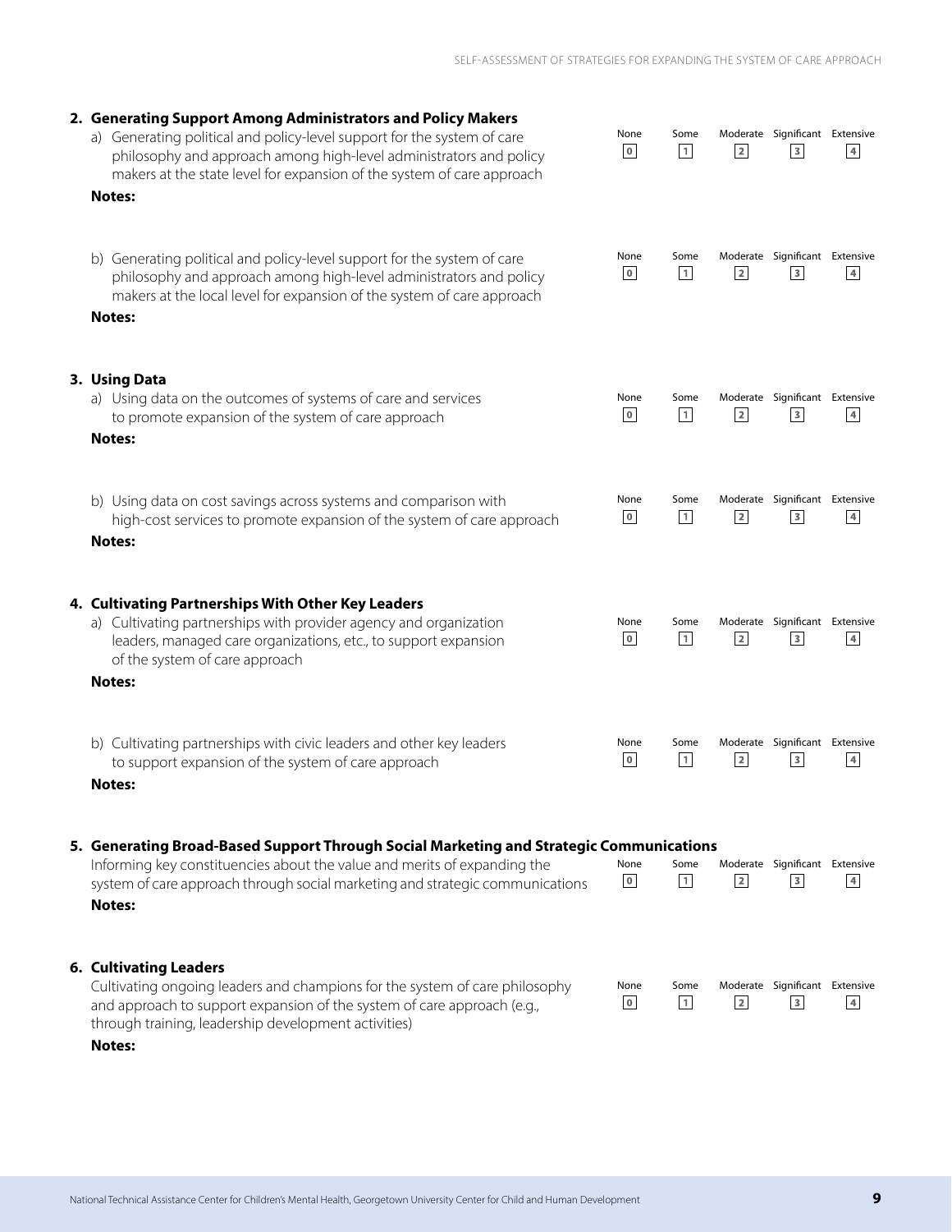## 2. Generating Support Among Administrators and Policy Makers

a) Generating political and policy-level support for the system of care philosophy and approach among high-level administrators and policy makers at the state level for expansion of the system of care approach

| None | Some | Moderate | Significant | Extensive |
|---|---|---|---|---|
| 0 | 1 | 2 | 3 | 4 |

**Notes:**

b) Generating political and policy-level support for the system of care philosophy and approach among high-level administrators and policy makers at the local level for expansion of the system of care approach

| None | Some | Moderate | Significant | Extensive |
|---|---|---|---|---|
| 0 | 1 | 2 | 3 | 4 |

**Notes:**

## 3. Using Data

a) Using data on the outcomes of systems of care and services to promote expansion of the system of care approach

| None | Some | Moderate | Significant | Extensive |
|---|---|---|---|---|
| 0 | 1 | 2 | 3 | 4 |

**Notes:**

b) Using data on cost savings across systems and comparison with high-cost services to promote expansion of the system of care approach

| None | Some | Moderate | Significant | Extensive |
|---|---|---|---|---|
| 0 | 1 | 2 | 3 | 4 |

**Notes:**

## 4. Cultivating Partnerships With Other Key Leaders

a) Cultivating partnerships with provider agency and organization leaders, managed care organizations, etc., to support expansion of the system of care approach

| None | Some | Moderate | Significant | Extensive |
|---|---|---|---|---|
| 0 | 1 | 2 | 3 | 4 |

**Notes:**

b) Cultivating partnerships with civic leaders and other key leaders to support expansion of the system of care approach

| None | Some | Moderate | Significant | Extensive |
|---|---|---|---|---|
| 0 | 1 | 2 | 3 | 4 |

**Notes:**

## 5. Generating Broad-Based Support Through Social Marketing and Strategic Communications

Informing key constituencies about the value and merits of expanding the system of care approach through social marketing and strategic communications

| None | Some | Moderate | Significant | Extensive |
|---|---|---|---|---|
| 0 | 1 | 2 | 3 | 4 |

**Notes:**

## 6. Cultivating Leaders

Cultivating ongoing leaders and champions for the system of care philosophy and approach to support expansion of the system of care approach (e.g., through training, leadership development activities)

| None | Some | Moderate | Significant | Extensive |
|---|---|---|---|---|
| 0 | 1 | 2 | 3 | 4 |

**Notes:**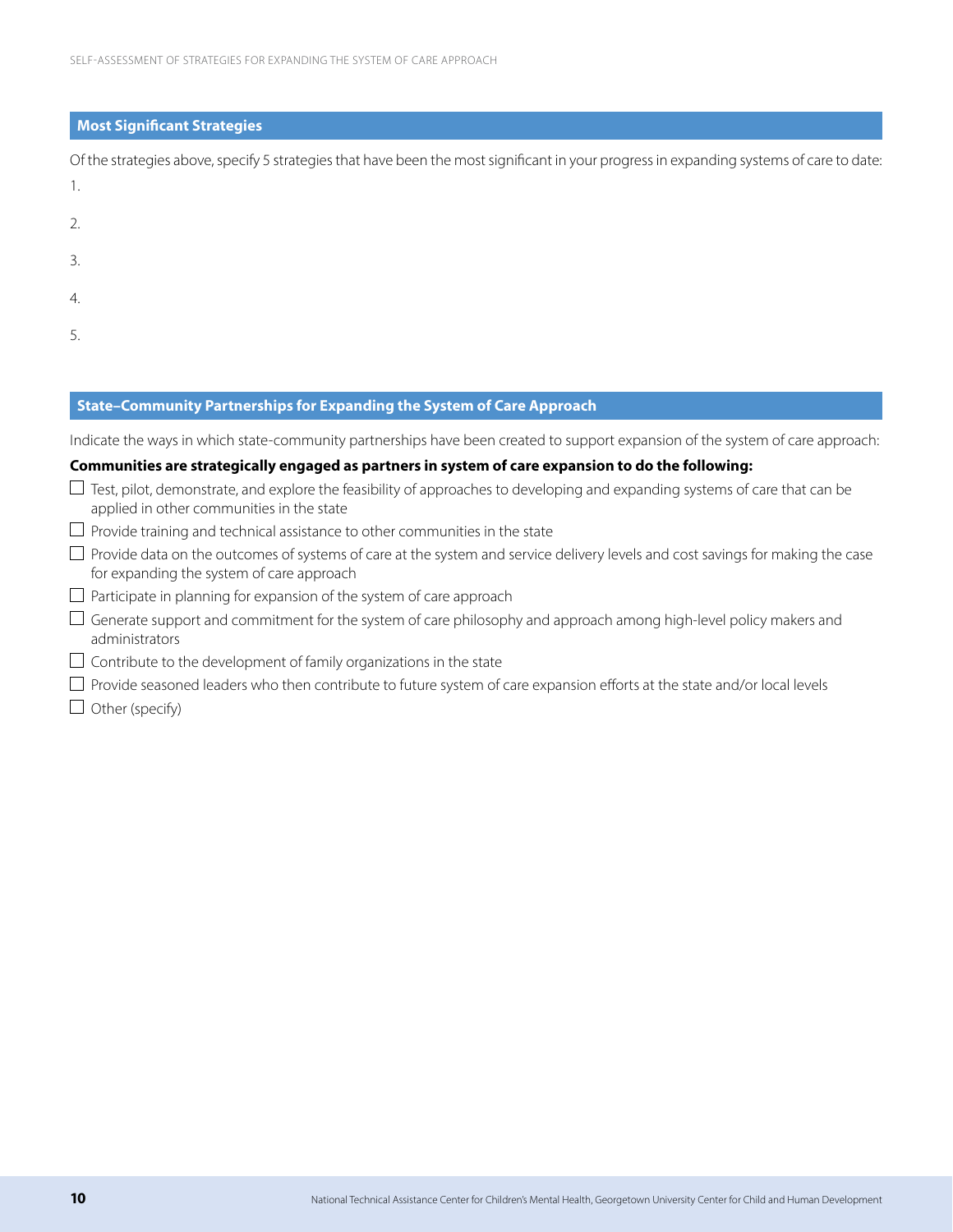## Most Significant Strategies

Of the strategies above, specify 5 strategies that have been the most significant in your progress in expanding systems of care to date:

1.

2.

3.

4.

5.

## State–Community Partnerships for Expanding the System of Care Approach

Indicate the ways in which state-community partnerships have been created to support expansion of the system of care approach:

**Communities are strategically engaged as partners in system of care expansion to do the following:**

- ☐ Test, pilot, demonstrate, and explore the feasibility of approaches to developing and expanding systems of care that can be applied in other communities in the state
- ☐ Provide training and technical assistance to other communities in the state
- ☐ Provide data on the outcomes of systems of care at the system and service delivery levels and cost savings for making the case for expanding the system of care approach
- ☐ Participate in planning for expansion of the system of care approach
- ☐ Generate support and commitment for the system of care philosophy and approach among high-level policy makers and administrators
- ☐ Contribute to the development of family organizations in the state
- ☐ Provide seasoned leaders who then contribute to future system of care expansion efforts at the state and/or local levels
- ☐ Other (specify)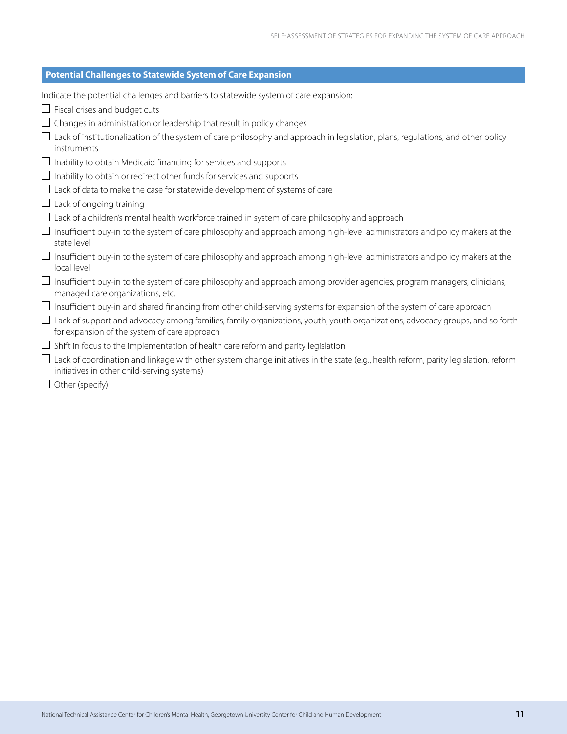## Potential Challenges to Statewide System of Care Expansion

Indicate the potential challenges and barriers to statewide system of care expansion:

- ☐ Fiscal crises and budget cuts
- ☐ Changes in administration or leadership that result in policy changes
- ☐ Lack of institutionalization of the system of care philosophy and approach in legislation, plans, regulations, and other policy instruments
- ☐ Inability to obtain Medicaid financing for services and supports
- ☐ Inability to obtain or redirect other funds for services and supports
- ☐ Lack of data to make the case for statewide development of systems of care
- ☐ Lack of ongoing training
- ☐ Lack of a children's mental health workforce trained in system of care philosophy and approach
- ☐ Insufficient buy-in to the system of care philosophy and approach among high-level administrators and policy makers at the state level
- ☐ Insufficient buy-in to the system of care philosophy and approach among high-level administrators and policy makers at the local level
- ☐ Insufficient buy-in to the system of care philosophy and approach among provider agencies, program managers, clinicians, managed care organizations, etc.
- ☐ Insufficient buy-in and shared financing from other child-serving systems for expansion of the system of care approach
- ☐ Lack of support and advocacy among families, family organizations, youth, youth organizations, advocacy groups, and so forth for expansion of the system of care approach
- ☐ Shift in focus to the implementation of health care reform and parity legislation
- ☐ Lack of coordination and linkage with other system change initiatives in the state (e.g., health reform, parity legislation, reform initiatives in other child-serving systems)
- ☐ Other (specify)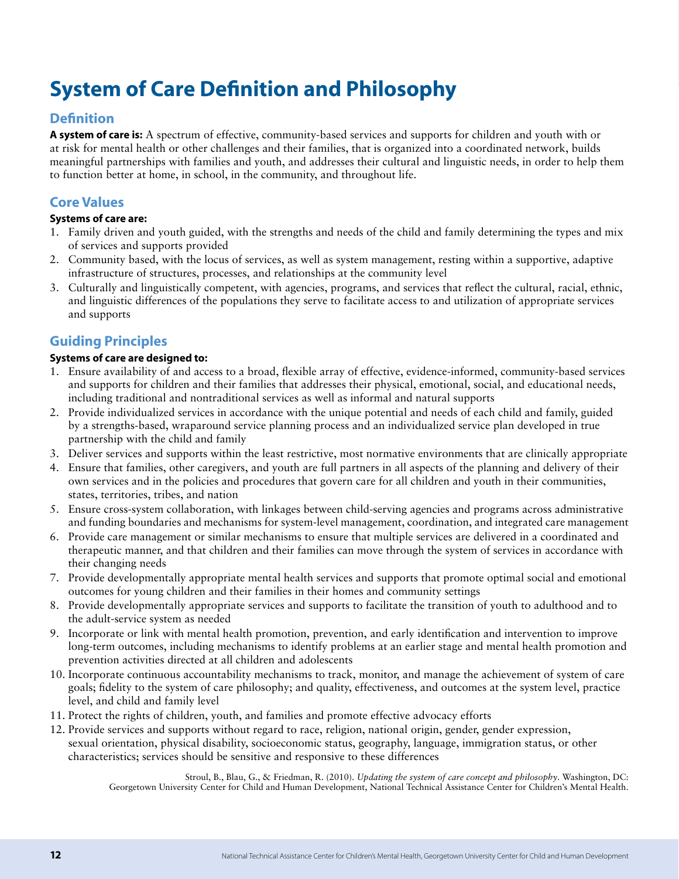# System of Care Definition and Philosophy

## Definition

**A system of care is:** A spectrum of effective, community-based services and supports for children and youth with or at risk for mental health or other challenges and their families, that is organized into a coordinated network, builds meaningful partnerships with families and youth, and addresses their cultural and linguistic needs, in order to help them to function better at home, in school, in the community, and throughout life.

## Core Values

**Systems of care are:**

1. Family driven and youth guided, with the strengths and needs of the child and family determining the types and mix of services and supports provided
2. Community based, with the locus of services, as well as system management, resting within a supportive, adaptive infrastructure of structures, processes, and relationships at the community level
3. Culturally and linguistically competent, with agencies, programs, and services that reflect the cultural, racial, ethnic, and linguistic differences of the populations they serve to facilitate access to and utilization of appropriate services and supports

## Guiding Principles

**Systems of care are designed to:**

1. Ensure availability of and access to a broad, flexible array of effective, evidence-informed, community-based services and supports for children and their families that addresses their physical, emotional, social, and educational needs, including traditional and nontraditional services as well as informal and natural supports
2. Provide individualized services in accordance with the unique potential and needs of each child and family, guided by a strengths-based, wraparound service planning process and an individualized service plan developed in true partnership with the child and family
3. Deliver services and supports within the least restrictive, most normative environments that are clinically appropriate
4. Ensure that families, other caregivers, and youth are full partners in all aspects of the planning and delivery of their own services and in the policies and procedures that govern care for all children and youth in their communities, states, territories, tribes, and nation
5. Ensure cross-system collaboration, with linkages between child-serving agencies and programs across administrative and funding boundaries and mechanisms for system-level management, coordination, and integrated care management
6. Provide care management or similar mechanisms to ensure that multiple services are delivered in a coordinated and therapeutic manner, and that children and their families can move through the system of services in accordance with their changing needs
7. Provide developmentally appropriate mental health services and supports that promote optimal social and emotional outcomes for young children and their families in their homes and community settings
8. Provide developmentally appropriate services and supports to facilitate the transition of youth to adulthood and to the adult-service system as needed
9. Incorporate or link with mental health promotion, prevention, and early identification and intervention to improve long-term outcomes, including mechanisms to identify problems at an earlier stage and mental health promotion and prevention activities directed at all children and adolescents
10. Incorporate continuous accountability mechanisms to track, monitor, and manage the achievement of system of care goals; fidelity to the system of care philosophy; and quality, effectiveness, and outcomes at the system level, practice level, and child and family level
11. Protect the rights of children, youth, and families and promote effective advocacy efforts
12. Provide services and supports without regard to race, religion, national origin, gender, gender expression, sexual orientation, physical disability, socioeconomic status, geography, language, immigration status, or other characteristics; services should be sensitive and responsive to these differences

Stroul, B., Blau, G., & Friedman, R. (2010). *Updating the system of care concept and philosophy*. Washington, DC: Georgetown University Center for Child and Human Development, National Technical Assistance Center for Children's Mental Health.